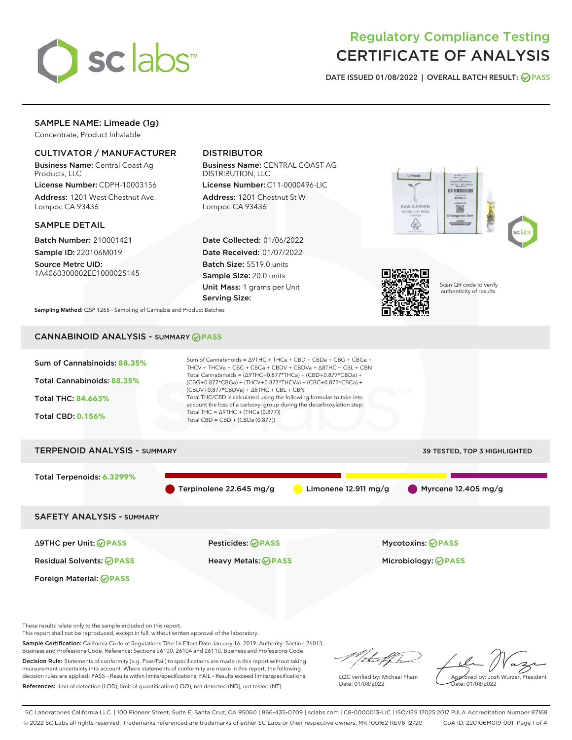# Regulatory Compliance Testing
# CERTIFICATE OF ANALYSIS

DATE ISSUED 01/08/2022 | OVERALL BATCH RESULT: PASS

## SAMPLE NAME: Limeade (1g)

Concentrate, Product Inhalable

### CULTIVATOR / MANUFACTURER

**Business Name:** Central Coast Ag Products, LLC

**License Number:** CDPH-10003156

**Address:** 1201 West Chestnut Ave. Lompoc CA 93436

### DISTRIBUTOR

**Business Name:** CENTRAL COAST AG DISTRIBUTION, LLC

**License Number:** C11-0000496-LIC

**Address:** 1201 Chestnut St W Lompoc CA 93436

### SAMPLE DETAIL

**Batch Number:** 210001421

**Sample ID:** 220106M019

**Source Metrc UID:** 1A4060300002EE1000025145

**Date Collected:** 01/06/2022

**Date Received:** 01/07/2022

**Batch Size:** 5519.0 units

**Sample Size:** 20.0 units

**Unit Mass:** 1 grams per Unit

**Serving Size:**

Scan QR code to verify authenticity of results.

**Sampling Method:** QSP 1265 - Sampling of Cannabis and Product Batches

## CANNABINOID ANALYSIS - SUMMARY PASS

Sum of Cannabinoids: **88.35%**

Total Cannabinoids: **88.35%**

Total THC: **84.663%**

Total CBD: **0.156%**

Sum of Cannabinoids = Δ9THC + THCa + CBD + CBDa + CBG + CBGa + THCV + THCVa + CBC + CBCa + CBDV + CBDVa + Δ8THC + CBL + CBN

Total Cannabinoids = (Δ9THC+0.877*THCa) + (CBD+0.877*CBDa) + (CBG+0.877*CBGa) + (THCV+0.877*THCVa) + (CBC+0.877*CBCa) + (CBDV+0.877*CBDVa) + Δ8THC + CBL + CBN

Total THC/CBD is calculated using the following formulas to take into account the loss of a carboxyl group during the decarboxylation step:

Total THC = Δ9THC + (THCa (0.877))

Total CBD = CBD + (CBDa (0.877))

## TERPENOID ANALYSIS - SUMMARY

39 TESTED, TOP 3 HIGHLIGHTED

Total Terpenoids: **6.3299%**

Terpinolene 22.645 mg/g | Limonene 12.911 mg/g | Myrcene 12.405 mg/g

## SAFETY ANALYSIS - SUMMARY

| | | |
|---|---|---|
| Δ9THC per Unit: PASS | Pesticides: PASS | Mycotoxins: PASS |
| Residual Solvents: PASS | Heavy Metals: PASS | Microbiology: PASS |
| Foreign Material: PASS | | |

These results relate only to the sample included on this report.
This report shall not be reproduced, except in full, without written approval of the laboratory.

**Sample Certification:** California Code of Regulations Title 16 Effect Date January 16, 2019. Authority: Section 26013, Business and Professions Code. Reference: Sections 26100, 26104 and 26110, Business and Professions Code.

**Decision Rule:** Statements of conformity (e.g. Pass/Fail) to specifications are made in this report without taking measurement uncertainty into account. Where statements of conformity are made in this report, the following decision rules are applied: PASS – Results within limits/specifications, FAIL – Results exceed limits/specifications.

**References:** limit of detection (LOD), limit of quantification (LOQ), not detected (ND), not tested (NT)

LQC verified by: Michael Pham
Date: 01/08/2022

Approved by: Josh Wurzer, President
Date: 01/08/2022

SC Laboratories California LLC. | 100 Pioneer Street, Suite E, Santa Cruz, CA 95060 | 866-435-0709 | sclabs.com | C8-0000013-LIC | ISO/IES 17025:2017 PJLA Accreditation Number 87168
© 2022 SC Labs all rights reserved. Trademarks referenced are trademarks of either SC Labs or their respective owners. MKT00162 REV6 12/20 CoA ID: 220106M019-001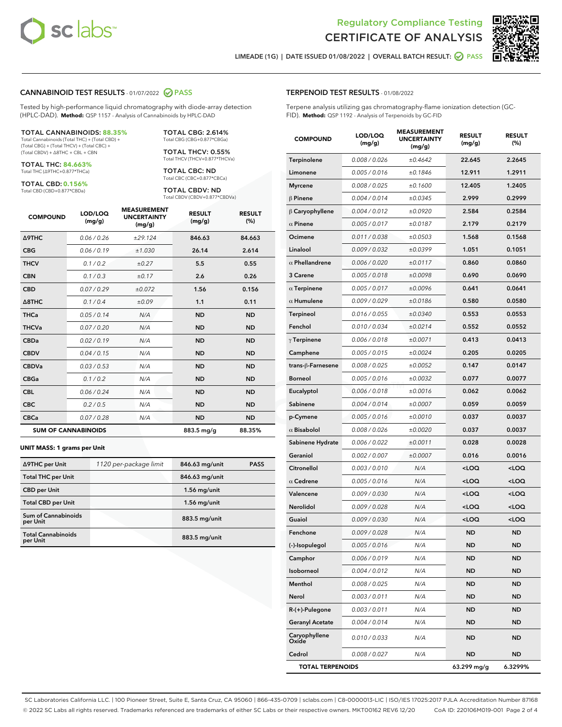Regulatory Compliance Testing
# CERTIFICATE OF ANALYSIS

LIMEADE (1G) | DATE ISSUED 01/08/2022 | OVERALL BATCH RESULT: PASS

## CANNABINOID TEST RESULTS - 01/07/2022 PASS

Tested by high-performance liquid chromatography with diode-array detection (HPLC-DAD). **Method:** QSP 1157 - Analysis of Cannabinoids by HPLC-DAD

**TOTAL CANNABINOIDS: 88.35%**
Total Cannabinoids (Total THC) + (Total CBD) + (Total CBG) + (Total THCV) + (Total CBC) + (Total CBDV) + Δ8THC + CBL + CBN

**TOTAL THC: 84.663%**
Total THC (Δ9THC+0.877*THCa)

**TOTAL CBD: 0.156%**
Total CBD (CBD+0.877*CBDa)

**TOTAL CBG: 2.614%**
Total CBG (CBG+0.877*CBGa)

**TOTAL THCV: 0.55%**
Total THCV (THCV+0.877*THCVa)

**TOTAL CBC: ND**
Total CBC (CBC+0.877*CBCa)

**TOTAL CBDV: ND**
Total CBDV (CBDV+0.877*CBDVa)

| COMPOUND | LOD/LOQ (mg/g) | MEASUREMENT UNCERTAINTY (mg/g) | RESULT (mg/g) | RESULT (%) |
|---|---|---|---|---|
| Δ9THC | 0.06 / 0.26 | ±29.124 | 846.63 | 84.663 |
| CBG | 0.06 / 0.19 | ±1.030 | 26.14 | 2.614 |
| THCV | 0.1 / 0.2 | ±0.27 | 5.5 | 0.55 |
| CBN | 0.1 / 0.3 | ±0.17 | 2.6 | 0.26 |
| CBD | 0.07 / 0.29 | ±0.072 | 1.56 | 0.156 |
| Δ8THC | 0.1 / 0.4 | ±0.09 | 1.1 | 0.11 |
| THCa | 0.05 / 0.14 | N/A | ND | ND |
| THCVa | 0.07 / 0.20 | N/A | ND | ND |
| CBDa | 0.02 / 0.19 | N/A | ND | ND |
| CBDV | 0.04 / 0.15 | N/A | ND | ND |
| CBDVa | 0.03 / 0.53 | N/A | ND | ND |
| CBGa | 0.1 / 0.2 | N/A | ND | ND |
| CBL | 0.06 / 0.24 | N/A | ND | ND |
| CBC | 0.2 / 0.5 | N/A | ND | ND |
| CBCa | 0.07 / 0.28 | N/A | ND | ND |
| **SUM OF CANNABINOIDS** | | | 883.5 mg/g | 88.35% |

**UNIT MASS: 1 grams per Unit**

| Δ9THC per Unit | 1120 per-package limit | 846.63 mg/unit | PASS |
|---|---|---|---|
| Total THC per Unit | | 846.63 mg/unit | |
| CBD per Unit | | 1.56 mg/unit | |
| Total CBD per Unit | | 1.56 mg/unit | |
| Sum of Cannabinoids per Unit | | 883.5 mg/unit | |
| Total Cannabinoids per Unit | | 883.5 mg/unit | |

## TERPENOID TEST RESULTS - 01/08/2022

Terpene analysis utilizing gas chromatography-flame ionization detection (GC-FID). **Method:** QSP 1192 - Analysis of Terpenoids by GC-FID

| COMPOUND | LOD/LOQ (mg/g) | MEASUREMENT UNCERTAINTY (mg/g) | RESULT (mg/g) | RESULT (%) |
|---|---|---|---|---|
| Terpinolene | 0.008 / 0.026 | ±0.4642 | 22.645 | 2.2645 |
| Limonene | 0.005 / 0.016 | ±0.1846 | 12.911 | 1.2911 |
| Myrcene | 0.008 / 0.025 | ±0.1600 | 12.405 | 1.2405 |
| β Pinene | 0.004 / 0.014 | ±0.0345 | 2.999 | 0.2999 |
| β Caryophyllene | 0.004 / 0.012 | ±0.0920 | 2.584 | 0.2584 |
| α Pinene | 0.005 / 0.017 | ±0.0187 | 2.179 | 0.2179 |
| Ocimene | 0.011 / 0.038 | ±0.0503 | 1.568 | 0.1568 |
| Linalool | 0.009 / 0.032 | ±0.0399 | 1.051 | 0.1051 |
| α Phellandrene | 0.006 / 0.020 | ±0.0117 | 0.860 | 0.0860 |
| 3 Carene | 0.005 / 0.018 | ±0.0098 | 0.690 | 0.0690 |
| α Terpinene | 0.005 / 0.017 | ±0.0096 | 0.641 | 0.0641 |
| α Humulene | 0.009 / 0.029 | ±0.0186 | 0.580 | 0.0580 |
| Terpineol | 0.016 / 0.055 | ±0.0340 | 0.553 | 0.0553 |
| Fenchol | 0.010 / 0.034 | ±0.0214 | 0.552 | 0.0552 |
| γ Terpinene | 0.006 / 0.018 | ±0.0071 | 0.413 | 0.0413 |
| Camphene | 0.005 / 0.015 | ±0.0024 | 0.205 | 0.0205 |
| trans-β-Farnesene | 0.008 / 0.025 | ±0.0052 | 0.147 | 0.0147 |
| Borneol | 0.005 / 0.016 | ±0.0032 | 0.077 | 0.0077 |
| Eucalyptol | 0.006 / 0.018 | ±0.0016 | 0.062 | 0.0062 |
| Sabinene | 0.004 / 0.014 | ±0.0007 | 0.059 | 0.0059 |
| p-Cymene | 0.005 / 0.016 | ±0.0010 | 0.037 | 0.0037 |
| α Bisabolol | 0.008 / 0.026 | ±0.0020 | 0.037 | 0.0037 |
| Sabinene Hydrate | 0.006 / 0.022 | ±0.0011 | 0.028 | 0.0028 |
| Geraniol | 0.002 / 0.007 | ±0.0007 | 0.016 | 0.0016 |
| Citronellol | 0.003 / 0.010 | N/A | <LOQ | <LOQ |
| α Cedrene | 0.005 / 0.016 | N/A | <LOQ | <LOQ |
| Valencene | 0.009 / 0.030 | N/A | <LOQ | <LOQ |
| Nerolidol | 0.009 / 0.028 | N/A | <LOQ | <LOQ |
| Guaiol | 0.009 / 0.030 | N/A | <LOQ | <LOQ |
| Fenchone | 0.009 / 0.028 | N/A | ND | ND |
| (-)-Isopulegol | 0.005 / 0.016 | N/A | ND | ND |
| Camphor | 0.006 / 0.019 | N/A | ND | ND |
| Isoborneol | 0.004 / 0.012 | N/A | ND | ND |
| Menthol | 0.008 / 0.025 | N/A | ND | ND |
| Nerol | 0.003 / 0.011 | N/A | ND | ND |
| R-(+)-Pulegone | 0.003 / 0.011 | N/A | ND | ND |
| Geranyl Acetate | 0.004 / 0.014 | N/A | ND | ND |
| Caryophyllene Oxide | 0.010 / 0.033 | N/A | ND | ND |
| Cedrol | 0.008 / 0.027 | N/A | ND | ND |
| **TOTAL TERPENOIDS** | | | 63.299 mg/g | 6.3299% |

SC Laboratories California LLC. | 100 Pioneer Street, Suite E, Santa Cruz, CA 95060 | 866-435-0709 | sclabs.com | C8-0000013-LIC | ISO/IES 17025:2017 PJLA Accreditation Number 87168
© 2022 SC Labs all rights reserved. Trademarks referenced are trademarks of either SC Labs or their respective owners. MKT00162 REV6 12/20 CoA ID: 220106M019-001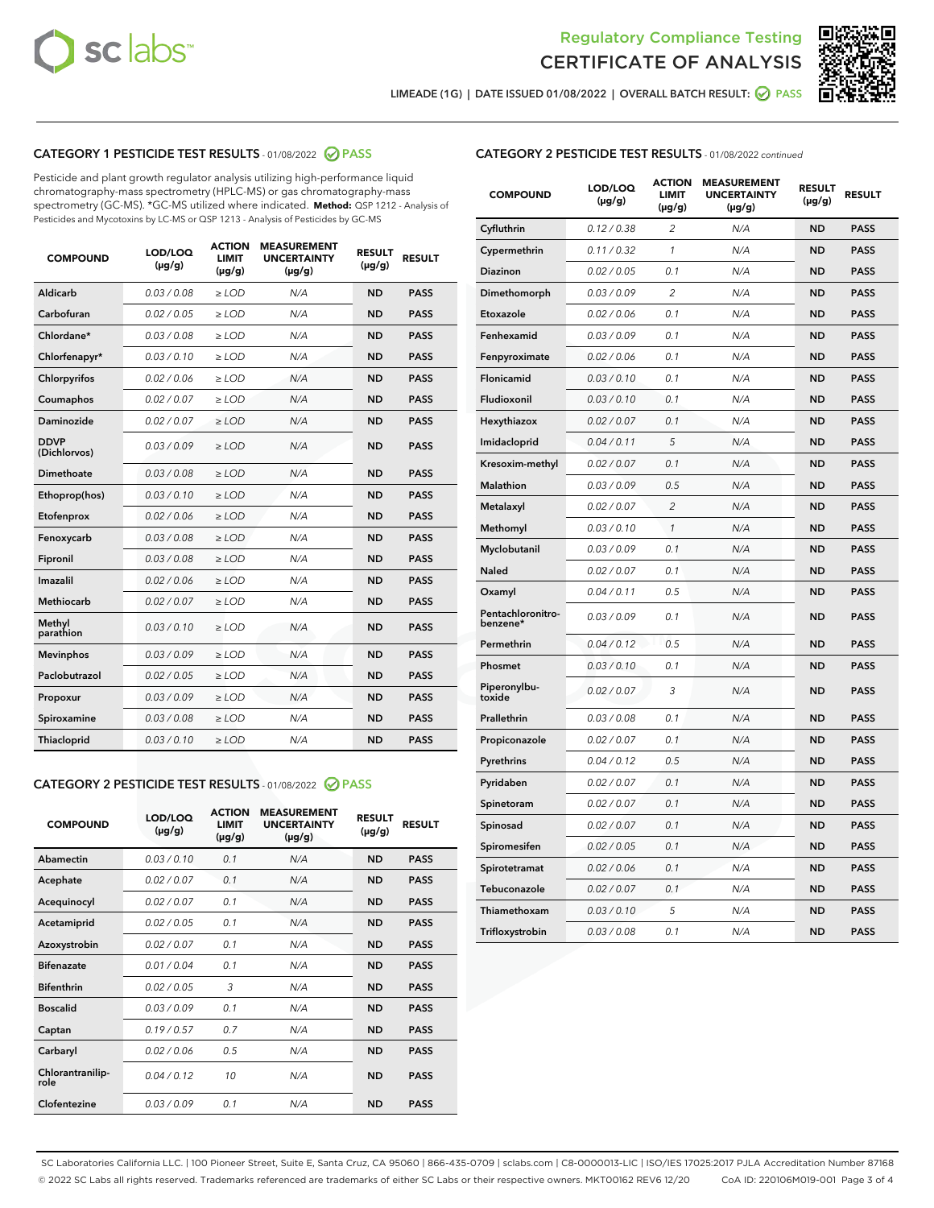# Regulatory Compliance Testing
# CERTIFICATE OF ANALYSIS

LIMEADE (1G) | DATE ISSUED 01/08/2022 | OVERALL BATCH RESULT: PASS

## CATEGORY 1 PESTICIDE TEST RESULTS - 01/08/2022 PASS

Pesticide and plant growth regulator analysis utilizing high-performance liquid chromatography-mass spectrometry (HPLC-MS) or gas chromatography-mass spectrometry (GC-MS). *GC-MS utilized where indicated. **Method:** QSP 1212 - Analysis of Pesticides and Mycotoxins by LC-MS or QSP 1213 - Analysis of Pesticides by GC-MS

| COMPOUND | LOD/LOQ (µg/g) | ACTION LIMIT (µg/g) | MEASUREMENT UNCERTAINTY (µg/g) | RESULT (µg/g) | RESULT |
|---|---|---|---|---|---|
| Aldicarb | 0.03 / 0.08 | ≥ LOD | N/A | ND | PASS |
| Carbofuran | 0.02 / 0.05 | ≥ LOD | N/A | ND | PASS |
| Chlordane* | 0.03 / 0.08 | ≥ LOD | N/A | ND | PASS |
| Chlorfenapyr* | 0.03 / 0.10 | ≥ LOD | N/A | ND | PASS |
| Chlorpyrifos | 0.02 / 0.06 | ≥ LOD | N/A | ND | PASS |
| Coumaphos | 0.02 / 0.07 | ≥ LOD | N/A | ND | PASS |
| Daminozide | 0.02 / 0.07 | ≥ LOD | N/A | ND | PASS |
| DDVP (Dichlorvos) | 0.03 / 0.09 | ≥ LOD | N/A | ND | PASS |
| Dimethoate | 0.03 / 0.08 | ≥ LOD | N/A | ND | PASS |
| Ethoprop(hos) | 0.03 / 0.10 | ≥ LOD | N/A | ND | PASS |
| Etofenprox | 0.02 / 0.06 | ≥ LOD | N/A | ND | PASS |
| Fenoxycarb | 0.03 / 0.08 | ≥ LOD | N/A | ND | PASS |
| Fipronil | 0.03 / 0.08 | ≥ LOD | N/A | ND | PASS |
| Imazalil | 0.02 / 0.06 | ≥ LOD | N/A | ND | PASS |
| Methiocarb | 0.02 / 0.07 | ≥ LOD | N/A | ND | PASS |
| Methyl parathion | 0.03 / 0.10 | ≥ LOD | N/A | ND | PASS |
| Mevinphos | 0.03 / 0.09 | ≥ LOD | N/A | ND | PASS |
| Paclobutrazol | 0.02 / 0.05 | ≥ LOD | N/A | ND | PASS |
| Propoxur | 0.03 / 0.09 | ≥ LOD | N/A | ND | PASS |
| Spiroxamine | 0.03 / 0.08 | ≥ LOD | N/A | ND | PASS |
| Thiacloprid | 0.03 / 0.10 | ≥ LOD | N/A | ND | PASS |

## CATEGORY 2 PESTICIDE TEST RESULTS - 01/08/2022 PASS

| COMPOUND | LOD/LOQ (µg/g) | ACTION LIMIT (µg/g) | MEASUREMENT UNCERTAINTY (µg/g) | RESULT (µg/g) | RESULT |
|---|---|---|---|---|---|
| Abamectin | 0.03 / 0.10 | 0.1 | N/A | ND | PASS |
| Acephate | 0.02 / 0.07 | 0.1 | N/A | ND | PASS |
| Acequinocyl | 0.02 / 0.07 | 0.1 | N/A | ND | PASS |
| Acetamiprid | 0.02 / 0.05 | 0.1 | N/A | ND | PASS |
| Azoxystrobin | 0.02 / 0.07 | 0.1 | N/A | ND | PASS |
| Bifenazate | 0.01 / 0.04 | 0.1 | N/A | ND | PASS |
| Bifenthrin | 0.02 / 0.05 | 3 | N/A | ND | PASS |
| Boscalid | 0.03 / 0.09 | 0.1 | N/A | ND | PASS |
| Captan | 0.19 / 0.57 | 0.7 | N/A | ND | PASS |
| Carbaryl | 0.02 / 0.06 | 0.5 | N/A | ND | PASS |
| Chlorantraniliprole | 0.04 / 0.12 | 10 | N/A | ND | PASS |
| Clofentezine | 0.03 / 0.09 | 0.1 | N/A | ND | PASS |
| Cyfluthrin | 0.12 / 0.38 | 2 | N/A | ND | PASS |
| Cypermethrin | 0.11 / 0.32 | 1 | N/A | ND | PASS |
| Diazinon | 0.02 / 0.05 | 0.1 | N/A | ND | PASS |
| Dimethomorph | 0.03 / 0.09 | 2 | N/A | ND | PASS |
| Etoxazole | 0.02 / 0.06 | 0.1 | N/A | ND | PASS |
| Fenhexamid | 0.03 / 0.09 | 0.1 | N/A | ND | PASS |
| Fenpyroximate | 0.02 / 0.06 | 0.1 | N/A | ND | PASS |
| Flonicamid | 0.03 / 0.10 | 0.1 | N/A | ND | PASS |
| Fludioxonil | 0.03 / 0.10 | 0.1 | N/A | ND | PASS |
| Hexythiazox | 0.02 / 0.07 | 0.1 | N/A | ND | PASS |
| Imidacloprid | 0.04 / 0.11 | 5 | N/A | ND | PASS |
| Kresoxim-methyl | 0.02 / 0.07 | 0.1 | N/A | ND | PASS |
| Malathion | 0.03 / 0.09 | 0.5 | N/A | ND | PASS |
| Metalaxyl | 0.02 / 0.07 | 2 | N/A | ND | PASS |
| Methomyl | 0.03 / 0.10 | 1 | N/A | ND | PASS |
| Myclobutanil | 0.03 / 0.09 | 0.1 | N/A | ND | PASS |
| Naled | 0.02 / 0.07 | 0.1 | N/A | ND | PASS |
| Oxamyl | 0.04 / 0.11 | 0.5 | N/A | ND | PASS |
| Pentachloronitrobenzene* | 0.03 / 0.09 | 0.1 | N/A | ND | PASS |
| Permethrin | 0.04 / 0.12 | 0.5 | N/A | ND | PASS |
| Phosmet | 0.03 / 0.10 | 0.1 | N/A | ND | PASS |
| Piperonylbutoxide | 0.02 / 0.07 | 3 | N/A | ND | PASS |
| Prallethrin | 0.03 / 0.08 | 0.1 | N/A | ND | PASS |
| Propiconazole | 0.02 / 0.07 | 0.1 | N/A | ND | PASS |
| Pyrethrins | 0.04 / 0.12 | 0.5 | N/A | ND | PASS |
| Pyridaben | 0.02 / 0.07 | 0.1 | N/A | ND | PASS |
| Spinetoram | 0.02 / 0.07 | 0.1 | N/A | ND | PASS |
| Spinosad | 0.02 / 0.07 | 0.1 | N/A | ND | PASS |
| Spiromesifen | 0.02 / 0.05 | 0.1 | N/A | ND | PASS |
| Spirotetramat | 0.02 / 0.06 | 0.1 | N/A | ND | PASS |
| Tebuconazole | 0.02 / 0.07 | 0.1 | N/A | ND | PASS |
| Thiamethoxam | 0.03 / 0.10 | 5 | N/A | ND | PASS |
| Trifloxystrobin | 0.03 / 0.08 | 0.1 | N/A | ND | PASS |

SC Laboratories California LLC. | 100 Pioneer Street, Suite E, Santa Cruz, CA 95060 | 866-435-0709 | sclabs.com | C8-0000013-LIC | ISO/IES 17025:2017 PJLA Accreditation Number 87168
© 2022 SC Labs all rights reserved. Trademarks referenced are trademarks of either SC Labs or their respective owners. MKT00162 REV6 12/20 CoA ID: 220106M019-001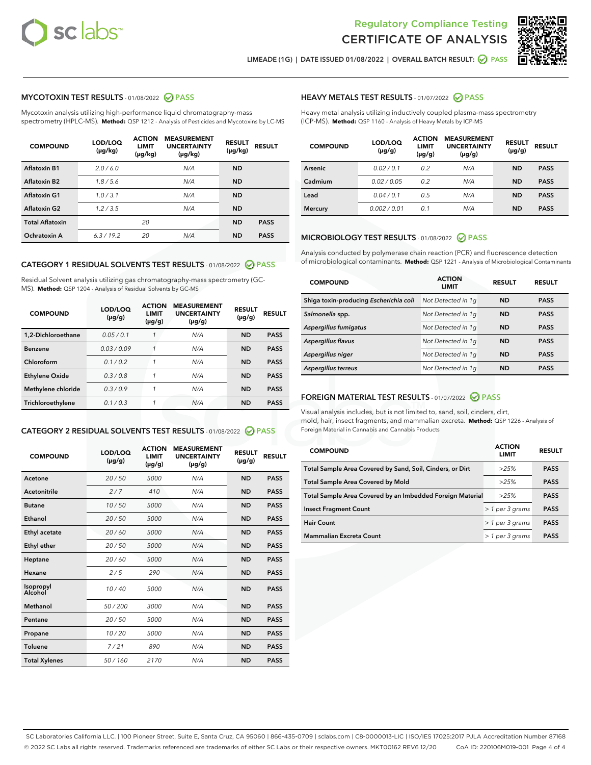Regulatory Compliance Testing
CERTIFICATE OF ANALYSIS

LIMEADE (1G) | DATE ISSUED 01/08/2022 | OVERALL BATCH RESULT: PASS

## MYCOTOXIN TEST RESULTS - 01/08/2022 PASS

Mycotoxin analysis utilizing high-performance liquid chromatography-mass spectrometry (HPLC-MS). **Method:** QSP 1212 - Analysis of Pesticides and Mycotoxins by LC-MS

| COMPOUND | LOD/LOQ (µg/kg) | ACTION LIMIT (µg/kg) | MEASUREMENT UNCERTAINTY (µg/kg) | RESULT (µg/kg) | RESULT |
|---|---|---|---|---|---|
| Aflatoxin B1 | 2.0 / 6.0 | | N/A | ND | |
| Aflatoxin B2 | 1.8 / 5.6 | | N/A | ND | |
| Aflatoxin G1 | 1.0 / 3.1 | | N/A | ND | |
| Aflatoxin G2 | 1.2 / 3.5 | | N/A | ND | |
| Total Aflatoxin | | 20 | | ND | PASS |
| Ochratoxin A | 6.3 / 19.2 | 20 | N/A | ND | PASS |

## CATEGORY 1 RESIDUAL SOLVENTS TEST RESULTS - 01/08/2022 PASS

Residual Solvent analysis utilizing gas chromatography-mass spectrometry (GC-MS). **Method:** QSP 1204 - Analysis of Residual Solvents by GC-MS

| COMPOUND | LOD/LOQ (µg/g) | ACTION LIMIT (µg/g) | MEASUREMENT UNCERTAINTY (µg/g) | RESULT (µg/g) | RESULT |
|---|---|---|---|---|---|
| 1,2-Dichloroethane | 0.05 / 0.1 | 1 | N/A | ND | PASS |
| Benzene | 0.03 / 0.09 | 1 | N/A | ND | PASS |
| Chloroform | 0.1 / 0.2 | 1 | N/A | ND | PASS |
| Ethylene Oxide | 0.3 / 0.8 | 1 | N/A | ND | PASS |
| Methylene chloride | 0.3 / 0.9 | 1 | N/A | ND | PASS |
| Trichloroethylene | 0.1 / 0.3 | 1 | N/A | ND | PASS |

## CATEGORY 2 RESIDUAL SOLVENTS TEST RESULTS - 01/08/2022 PASS

| COMPOUND | LOD/LOQ (µg/g) | ACTION LIMIT (µg/g) | MEASUREMENT UNCERTAINTY (µg/g) | RESULT (µg/g) | RESULT |
|---|---|---|---|---|---|
| Acetone | 20 / 50 | 5000 | N/A | ND | PASS |
| Acetonitrile | 2 / 7 | 410 | N/A | ND | PASS |
| Butane | 10 / 50 | 5000 | N/A | ND | PASS |
| Ethanol | 20 / 50 | 5000 | N/A | ND | PASS |
| Ethyl acetate | 20 / 60 | 5000 | N/A | ND | PASS |
| Ethyl ether | 20 / 50 | 5000 | N/A | ND | PASS |
| Heptane | 20 / 60 | 5000 | N/A | ND | PASS |
| Hexane | 2 / 5 | 290 | N/A | ND | PASS |
| Isopropyl Alcohol | 10 / 40 | 5000 | N/A | ND | PASS |
| Methanol | 50 / 200 | 3000 | N/A | ND | PASS |
| Pentane | 20 / 50 | 5000 | N/A | ND | PASS |
| Propane | 10 / 20 | 5000 | N/A | ND | PASS |
| Toluene | 7 / 21 | 890 | N/A | ND | PASS |
| Total Xylenes | 50 / 160 | 2170 | N/A | ND | PASS |

## HEAVY METALS TEST RESULTS - 01/07/2022 PASS

Heavy metal analysis utilizing inductively coupled plasma-mass spectrometry (ICP-MS). **Method:** QSP 1160 - Analysis of Heavy Metals by ICP-MS

| COMPOUND | LOD/LOQ (µg/g) | ACTION LIMIT (µg/g) | MEASUREMENT UNCERTAINTY (µg/g) | RESULT (µg/g) | RESULT |
|---|---|---|---|---|---|
| Arsenic | 0.02 / 0.1 | 0.2 | N/A | ND | PASS |
| Cadmium | 0.02 / 0.05 | 0.2 | N/A | ND | PASS |
| Lead | 0.04 / 0.1 | 0.5 | N/A | ND | PASS |
| Mercury | 0.002 / 0.01 | 0.1 | N/A | ND | PASS |

## MICROBIOLOGY TEST RESULTS - 01/08/2022 PASS

Analysis conducted by polymerase chain reaction (PCR) and fluorescence detection of microbiological contaminants. **Method:** QSP 1221 - Analysis of Microbiological Contaminants

| COMPOUND | ACTION LIMIT | RESULT | RESULT |
|---|---|---|---|
| Shiga toxin-producing *Escherichia coli* | Not Detected in 1g | ND | PASS |
| *Salmonella* spp. | Not Detected in 1g | ND | PASS |
| *Aspergillus fumigatus* | Not Detected in 1g | ND | PASS |
| *Aspergillus flavus* | Not Detected in 1g | ND | PASS |
| *Aspergillus niger* | Not Detected in 1g | ND | PASS |
| *Aspergillus terreus* | Not Detected in 1g | ND | PASS |

## FOREIGN MATERIAL TEST RESULTS - 01/07/2022 PASS

Visual analysis includes, but is not limited to, sand, soil, cinders, dirt, mold, hair, insect fragments, and mammalian excreta. **Method:** QSP 1226 - Analysis of Foreign Material in Cannabis and Cannabis Products

| COMPOUND | ACTION LIMIT | RESULT |
|---|---|---|
| Total Sample Area Covered by Sand, Soil, Cinders, or Dirt | >25% | PASS |
| Total Sample Area Covered by Mold | >25% | PASS |
| Total Sample Area Covered by an Imbedded Foreign Material | >25% | PASS |
| Insect Fragment Count | > 1 per 3 grams | PASS |
| Hair Count | > 1 per 3 grams | PASS |
| Mammalian Excreta Count | > 1 per 3 grams | PASS |

SC Laboratories California LLC. | 100 Pioneer Street, Suite E, Santa Cruz, CA 95060 | 866-435-0709 | sclabs.com | C8-0000013-LIC | ISO/IES 17025:2017 PJLA Accreditation Number 87168
© 2022 SC Labs all rights reserved. Trademarks referenced are trademarks of either SC Labs or their respective owners. MKT00162 REV6 12/20 CoA ID: 220106M019-001